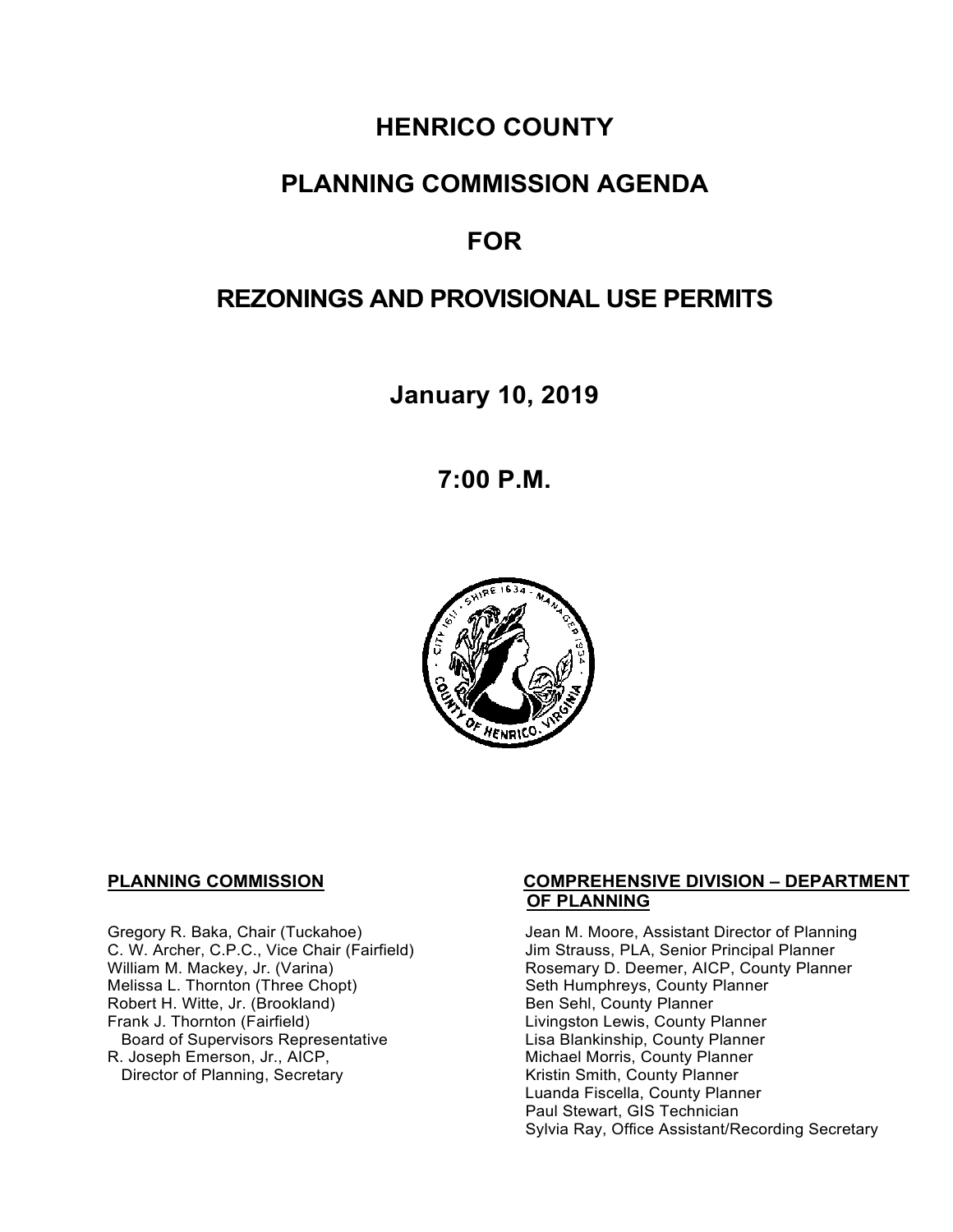# HENRICO COUNTY

# PLANNING COMMISSION AGENDA

# FOR

# REZONINGS AND PROVISIONAL USE PERMITS

## January 10, 2019

## 7:00 P.M.

**PLANNING COMMISSION**

Gregory R. Baka, Chair (Tuckahoe)
C. W. Archer, C.P.C., Vice Chair (Fairfield)
William M. Mackey, Jr. (Varina)
Melissa L. Thornton (Three Chopt)
Robert H. Witte, Jr. (Brookland)
Frank J. Thornton (Fairfield)
Board of Supervisors Representative
R. Joseph Emerson, Jr., AICP,
Director of Planning, Secretary

**COMPREHENSIVE DIVISION – DEPARTMENT OF PLANNING**

Jean M. Moore, Assistant Director of Planning
Jim Strauss, PLA, Senior Principal Planner
Rosemary D. Deemer, AICP, County Planner
Seth Humphreys, County Planner
Ben Sehl, County Planner
Livingston Lewis, County Planner
Lisa Blankinship, County Planner
Michael Morris, County Planner
Kristin Smith, County Planner
Luanda Fiscella, County Planner
Paul Stewart, GIS Technician
Sylvia Ray, Office Assistant/Recording Secretary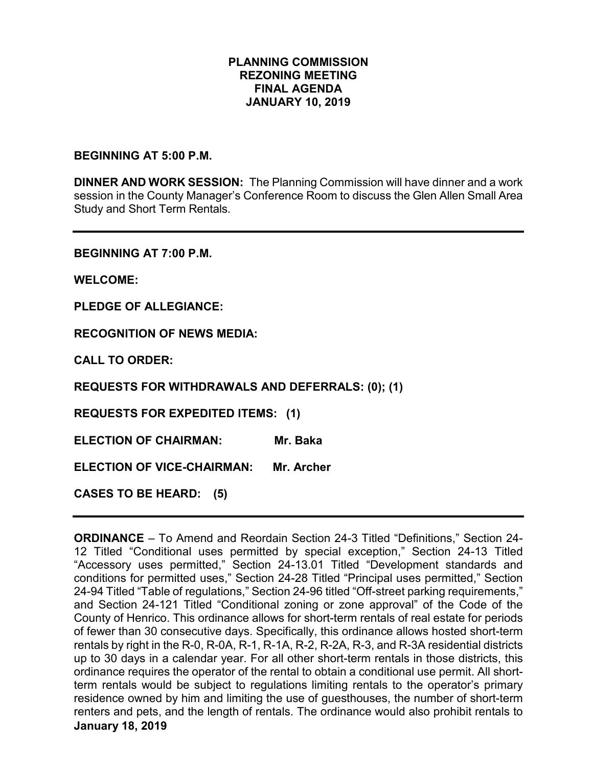**PLANNING COMMISSION**
**REZONING MEETING**
**FINAL AGENDA**
**JANUARY 10, 2019**

**BEGINNING AT 5:00 P.M.**

**DINNER AND WORK SESSION:** The Planning Commission will have dinner and a work session in the County Manager's Conference Room to discuss the Glen Allen Small Area Study and Short Term Rentals.

---

**BEGINNING AT 7:00 P.M.**

**WELCOME:**

**PLEDGE OF ALLEGIANCE:**

**RECOGNITION OF NEWS MEDIA:**

**CALL TO ORDER:**

**REQUESTS FOR WITHDRAWALS AND DEFERRALS: (0); (1)**

**REQUESTS FOR EXPEDITED ITEMS: (1)**

**ELECTION OF CHAIRMAN: Mr. Baka**

**ELECTION OF VICE-CHAIRMAN: Mr. Archer**

**CASES TO BE HEARD: (5)**

---

**ORDINANCE** – To Amend and Reordain Section 24-3 Titled "Definitions," Section 24-12 Titled "Conditional uses permitted by special exception," Section 24-13 Titled "Accessory uses permitted," Section 24-13.01 Titled "Development standards and conditions for permitted uses," Section 24-28 Titled "Principal uses permitted," Section 24-94 Titled "Table of regulations," Section 24-96 titled "Off-street parking requirements," and Section 24-121 Titled "Conditional zoning or zone approval" of the Code of the County of Henrico. This ordinance allows for short-term rentals of real estate for periods of fewer than 30 consecutive days. Specifically, this ordinance allows hosted short-term rentals by right in the R-0, R-0A, R-1, R-1A, R-2, R-2A, R-3, and R-3A residential districts up to 30 days in a calendar year. For all other short-term rentals in those districts, this ordinance requires the operator of the rental to obtain a conditional use permit. All short-term rentals would be subject to regulations limiting rentals to the operator's primary residence owned by him and limiting the use of guesthouses, the number of short-term renters and pets, and the length of rentals. The ordinance would also prohibit rentals to

**January 18, 2019**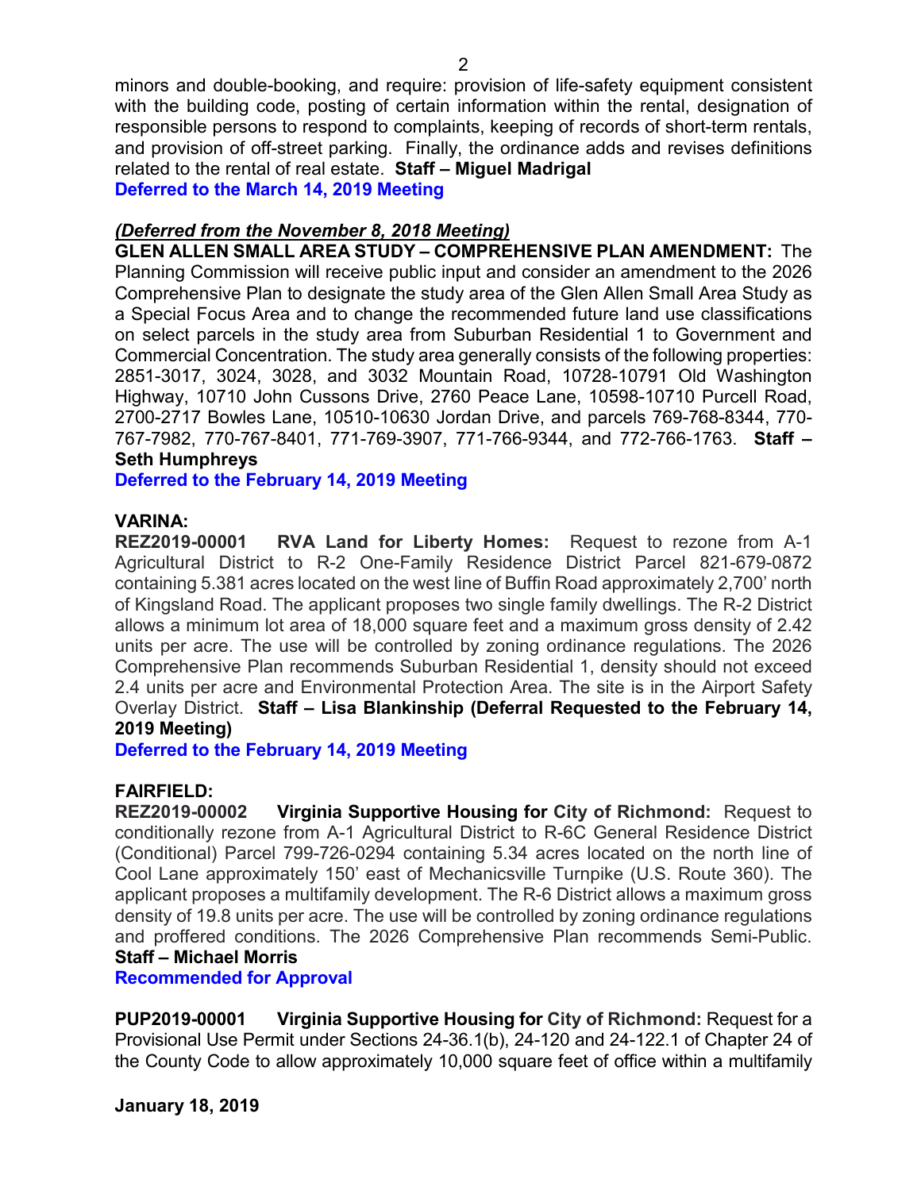minors and double-booking, and require: provision of life-safety equipment consistent with the building code, posting of certain information within the rental, designation of responsible persons to respond to complaints, keeping of records of short-term rentals, and provision of off-street parking. Finally, the ordinance adds and revises definitions related to the rental of real estate. **Staff – Miguel Madrigal**
**Deferred to the March 14, 2019 Meeting**

***(Deferred from the November 8, 2018 Meeting)***
**GLEN ALLEN SMALL AREA STUDY – COMPREHENSIVE PLAN AMENDMENT:** The Planning Commission will receive public input and consider an amendment to the 2026 Comprehensive Plan to designate the study area of the Glen Allen Small Area Study as a Special Focus Area and to change the recommended future land use classifications on select parcels in the study area from Suburban Residential 1 to Government and Commercial Concentration. The study area generally consists of the following properties: 2851-3017, 3024, 3028, and 3032 Mountain Road, 10728-10791 Old Washington Highway, 10710 John Cussons Drive, 2760 Peace Lane, 10598-10710 Purcell Road, 2700-2717 Bowles Lane, 10510-10630 Jordan Drive, and parcels 769-768-8344, 770-767-7982, 770-767-8401, 771-769-3907, 771-766-9344, and 772-766-1763. **Staff – Seth Humphreys**
**Deferred to the February 14, 2019 Meeting**

**VARINA:**
**REZ2019-00001 RVA Land for Liberty Homes:** Request to rezone from A-1 Agricultural District to R-2 One-Family Residence District Parcel 821-679-0872 containing 5.381 acres located on the west line of Buffin Road approximately 2,700' north of Kingsland Road. The applicant proposes two single family dwellings. The R-2 District allows a minimum lot area of 18,000 square feet and a maximum gross density of 2.42 units per acre. The use will be controlled by zoning ordinance regulations. The 2026 Comprehensive Plan recommends Suburban Residential 1, density should not exceed 2.4 units per acre and Environmental Protection Area. The site is in the Airport Safety Overlay District. **Staff – Lisa Blankinship (Deferral Requested to the February 14, 2019 Meeting)**
**Deferred to the February 14, 2019 Meeting**

**FAIRFIELD:**
**REZ2019-00002 Virginia Supportive Housing for City of Richmond:** Request to conditionally rezone from A-1 Agricultural District to R-6C General Residence District (Conditional) Parcel 799-726-0294 containing 5.34 acres located on the north line of Cool Lane approximately 150' east of Mechanicsville Turnpike (U.S. Route 360). The applicant proposes a multifamily development. The R-6 District allows a maximum gross density of 19.8 units per acre. The use will be controlled by zoning ordinance regulations and proffered conditions. The 2026 Comprehensive Plan recommends Semi-Public. **Staff – Michael Morris**
**Recommended for Approval**

**PUP2019-00001 Virginia Supportive Housing for City of Richmond:** Request for a Provisional Use Permit under Sections 24-36.1(b), 24-120 and 24-122.1 of Chapter 24 of the County Code to allow approximately 10,000 square feet of office within a multifamily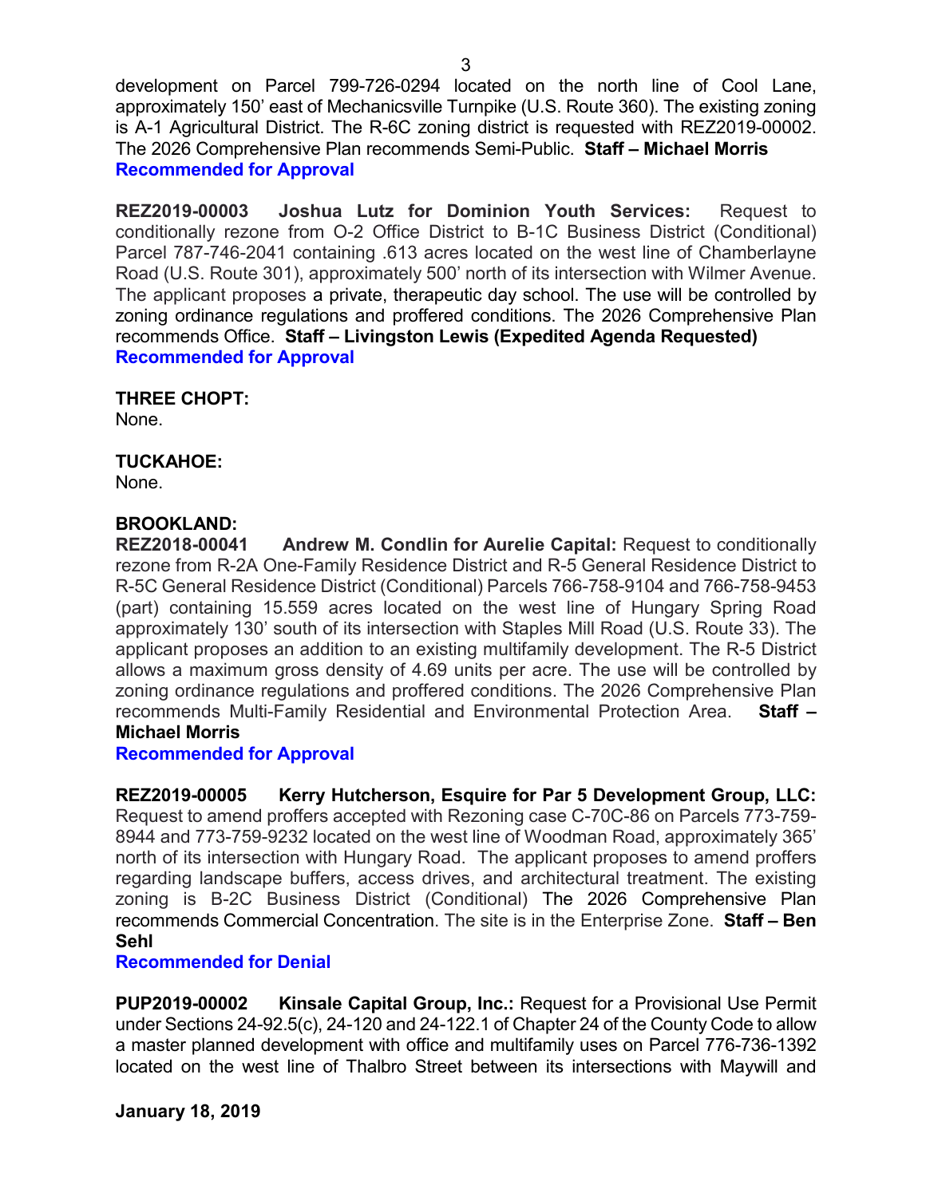development on Parcel 799-726-0294 located on the north line of Cool Lane, approximately 150' east of Mechanicsville Turnpike (U.S. Route 360). The existing zoning is A-1 Agricultural District. The R-6C zoning district is requested with REZ2019-00002. The 2026 Comprehensive Plan recommends Semi-Public. **Staff – Michael Morris**
**Recommended for Approval**

**REZ2019-00003 Joshua Lutz for Dominion Youth Services:** Request to conditionally rezone from O-2 Office District to B-1C Business District (Conditional) Parcel 787-746-2041 containing .613 acres located on the west line of Chamberlayne Road (U.S. Route 301), approximately 500' north of its intersection with Wilmer Avenue. The applicant proposes a private, therapeutic day school. The use will be controlled by zoning ordinance regulations and proffered conditions. The 2026 Comprehensive Plan recommends Office. **Staff – Livingston Lewis (Expedited Agenda Requested)**
**Recommended for Approval**

**THREE CHOPT:**
None.

**TUCKAHOE:**
None.

**BROOKLAND:**
**REZ2018-00041 Andrew M. Condlin for Aurelie Capital:** Request to conditionally rezone from R-2A One-Family Residence District and R-5 General Residence District to R-5C General Residence District (Conditional) Parcels 766-758-9104 and 766-758-9453 (part) containing 15.559 acres located on the west line of Hungary Spring Road approximately 130' south of its intersection with Staples Mill Road (U.S. Route 33). The applicant proposes an addition to an existing multifamily development. The R-5 District allows a maximum gross density of 4.69 units per acre. The use will be controlled by zoning ordinance regulations and proffered conditions. The 2026 Comprehensive Plan recommends Multi-Family Residential and Environmental Protection Area. **Staff – Michael Morris**
**Recommended for Approval**

**REZ2019-00005 Kerry Hutcherson, Esquire for Par 5 Development Group, LLC:** Request to amend proffers accepted with Rezoning case C-70C-86 on Parcels 773-759-8944 and 773-759-9232 located on the west line of Woodman Road, approximately 365' north of its intersection with Hungary Road. The applicant proposes to amend proffers regarding landscape buffers, access drives, and architectural treatment. The existing zoning is B-2C Business District (Conditional) The 2026 Comprehensive Plan recommends Commercial Concentration. The site is in the Enterprise Zone. **Staff – Ben Sehl**
**Recommended for Denial**

**PUP2019-00002 Kinsale Capital Group, Inc.:** Request for a Provisional Use Permit under Sections 24-92.5(c), 24-120 and 24-122.1 of Chapter 24 of the County Code to allow a master planned development with office and multifamily uses on Parcel 776-736-1392 located on the west line of Thalbro Street between its intersections with Maywill and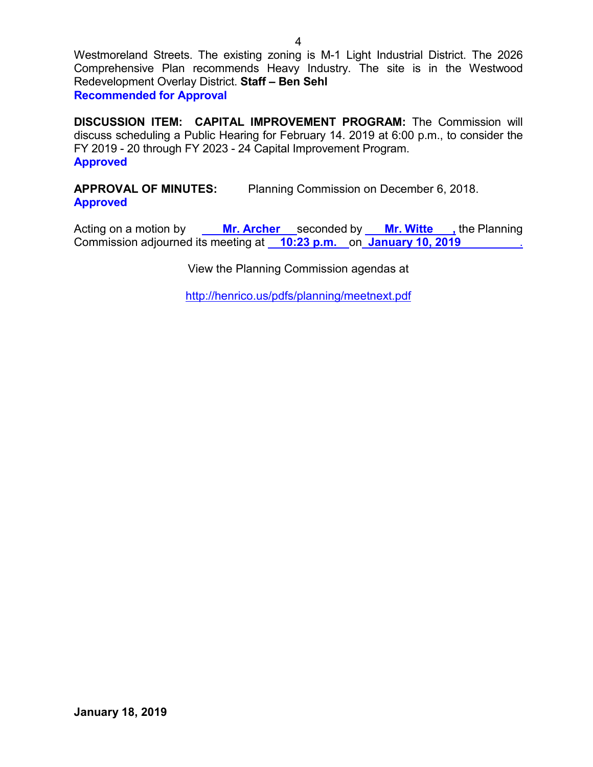Westmoreland Streets. The existing zoning is M-1 Light Industrial District. The 2026 Comprehensive Plan recommends Heavy Industry. The site is in the Westwood Redevelopment Overlay District. **Staff – Ben Sehl**
**Recommended for Approval**

**DISCUSSION ITEM: CAPITAL IMPROVEMENT PROGRAM:** The Commission will discuss scheduling a Public Hearing for February 14. 2019 at 6:00 p.m., to consider the FY 2019 - 20 through FY 2023 - 24 Capital Improvement Program.
**Approved**

**APPROVAL OF MINUTES:** Planning Commission on December 6, 2018.
**Approved**

Acting on a motion by **Mr. Archer** seconded by **Mr. Witte**, the Planning Commission adjourned its meeting at **10:23 p.m.** on **January 10, 2019**.

View the Planning Commission agendas at

http://henrico.us/pdfs/planning/meetnext.pdf

**January 18, 2019**